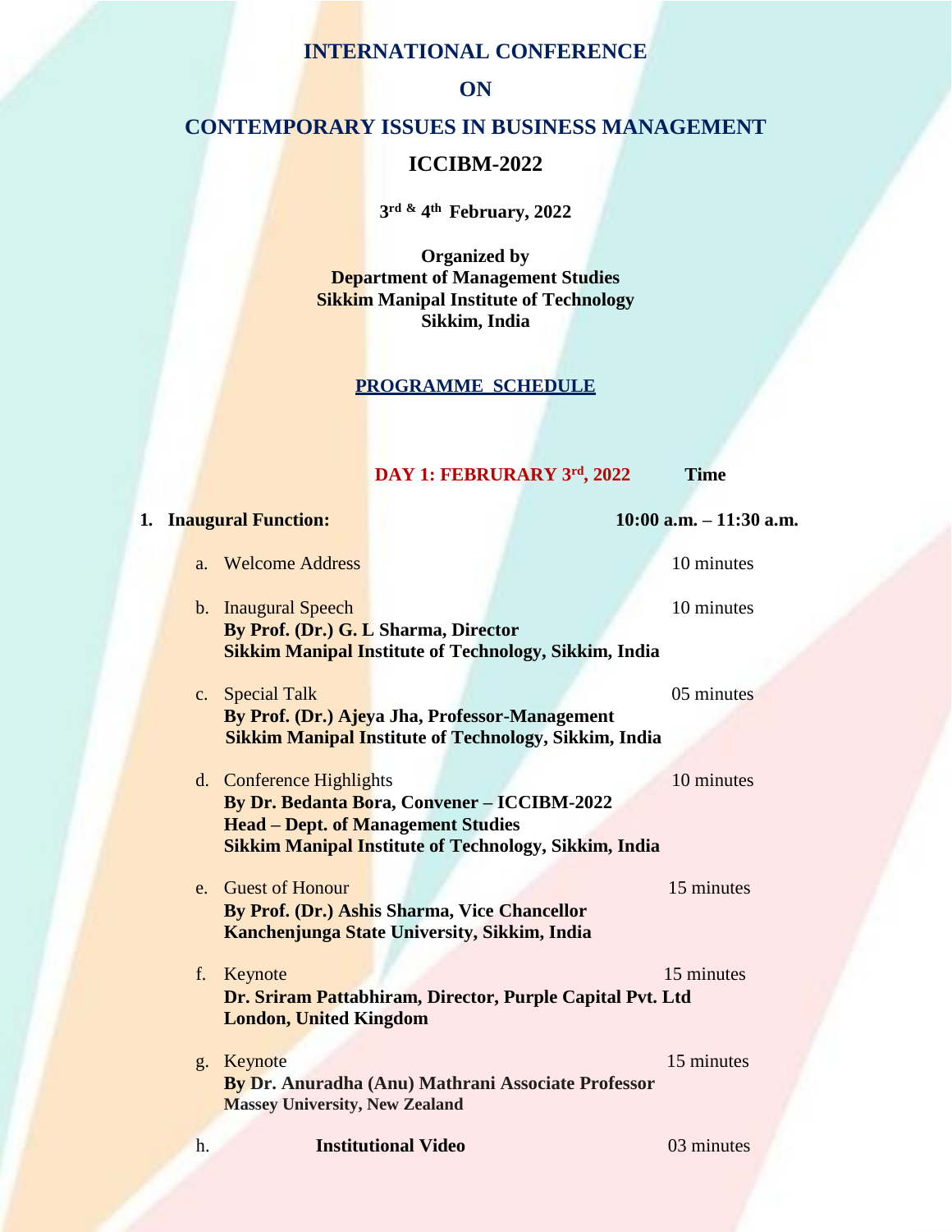# INTERNATIONAL CONFERENCE

# ON

# CONTEMPORARY ISSUES IN BUSINESS MANAGEMENT

## ICCIBM-2022

**3rd & 4th February, 2022**

**Organized by**
**Department of Management Studies**
**Sikkim Manipal Institute of Technology**
**Sikkim, India**

**PROGRAMME SCHEDULE**

| **DAY 1: FEBRURARY 3rd, 2022** | **Time** |
|---|---|
| **1. Inaugural Function:** | **10:00 a.m. – 11:30 a.m.** |
| a. Welcome Address | 10 minutes |
| b. Inaugural Speech<br>**By Prof. (Dr.) G. L Sharma, Director**<br>**Sikkim Manipal Institute of Technology, Sikkim, India** | 10 minutes |
| c. Special Talk<br>**By Prof. (Dr.) Ajeya Jha, Professor-Management**<br>**Sikkim Manipal Institute of Technology, Sikkim, India** | 05 minutes |
| d. Conference Highlights<br>**By Dr. Bedanta Bora, Convener – ICCIBM-2022**<br>**Head – Dept. of Management Studies**<br>**Sikkim Manipal Institute of Technology, Sikkim, India** | 10 minutes |
| e. Guest of Honour<br>**By Prof. (Dr.) Ashis Sharma, Vice Chancellor**<br>**Kanchenjunga State University, Sikkim, India** | 15 minutes |
| f. Keynote<br>**Dr. Sriram Pattabhiram, Director, Purple Capital Pvt. Ltd**<br>**London, United Kingdom** | 15 minutes |
| g. Keynote<br>**By Dr. Anuradha (Anu) Mathrani Associate Professor**<br>**Massey University, New Zealand** | 15 minutes |
| h. **Institutional Video** | 03 minutes |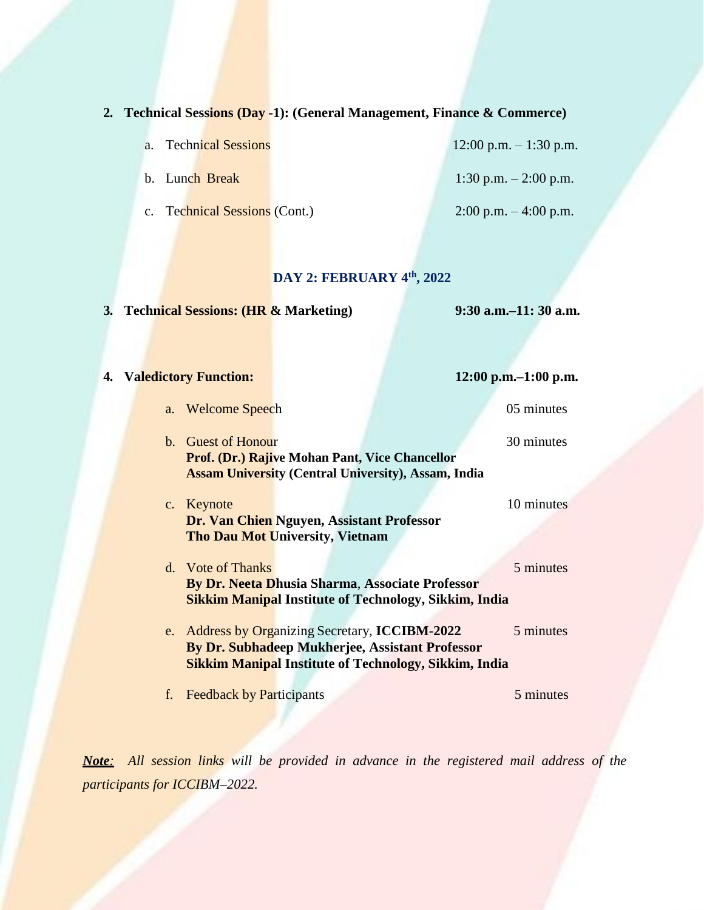2. **Technical Sessions (Day -1): (General Management, Finance & Commerce)**

   a. Technical Sessions — 12:00 p.m. – 1:30 p.m.

   b. Lunch Break — 1:30 p.m. – 2:00 p.m.

   c. Technical Sessions (Cont.) — 2:00 p.m. – 4:00 p.m.

## DAY 2: FEBRUARY 4th, 2022

3. **Technical Sessions: (HR & Marketing)** — **9:30 a.m.–11: 30 a.m.**

4. **Valedictory Function:** — **12:00 p.m.–1:00 p.m.**

   a. Welcome Speech — 05 minutes

   b. Guest of Honour — 30 minutes
      **Prof. (Dr.) Rajive Mohan Pant, Vice Chancellor**
      **Assam University (Central University), Assam, India**

   c. Keynote — 10 minutes
      **Dr. Van Chien Nguyen, Assistant Professor**
      **Tho Dau Mot University, Vietnam**

   d. Vote of Thanks — 5 minutes
      **By Dr. Neeta Dhusia Sharma**, **Associate Professor**
      **Sikkim Manipal Institute of Technology, Sikkim, India**

   e. Address by Organizing Secretary, **ICCIBM-2022** — 5 minutes
      **By Dr. Subhadeep Mukherjee, Assistant Professor**
      **Sikkim Manipal Institute of Technology, Sikkim, India**

   f. Feedback by Participants — 5 minutes

***Note**: All session links will be provided in advance in the registered mail address of the participants for ICCIBM–2022.*